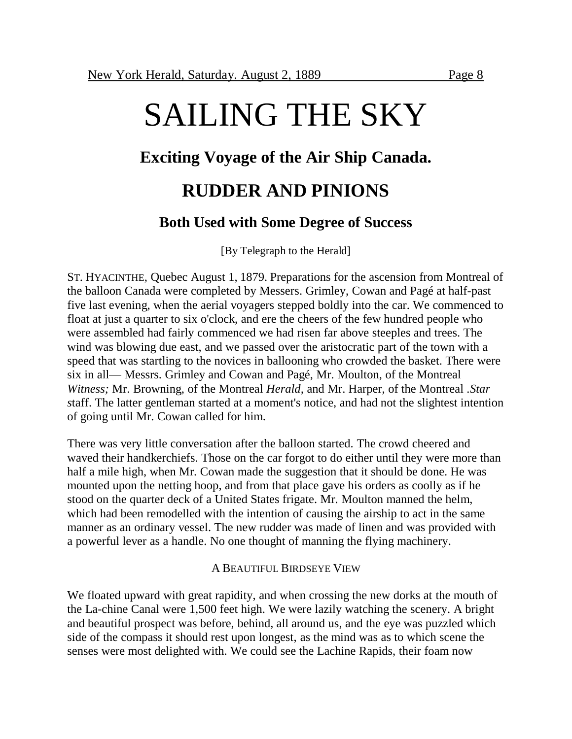New York Herald, Saturday. August 2, 1889 Page 8

# SAILING THE SKY

## Exciting Voyage of the Air Ship Canada.

## RUDDER AND PINIONS

### Both Used with Some Degree of Success

[By Telegraph to the Herald]

ST. HYACINTHE, Quebec August 1, 1879. Preparations for the ascension from Montreal of the balloon Canada were completed by Messers. Grimley, Cowan and Pagé at half-past five last evening, when the aerial voyagers stepped boldly into the car. We commenced to float at just a quarter to six o'clock, and ere the cheers of the few hundred people who were assembled had fairly commenced we had risen far above steeples and trees. The wind was blowing due east, and we passed over the aristocratic part of the town with a speed that was startling to the novices in ballooning who crowded the basket. There were six in all— Messrs. Grimley and Cowan and Pagé, Mr. Moulton, of the Montreal *Witness;* Mr. Browning, of the Montreal *Herald,* and Mr. Harper, of the Montreal .*Star s*taff. The latter gentleman started at a moment's notice, and had not the slightest intention of going until Mr. Cowan called for him.

There was very little conversation after the balloon started. The crowd cheered and waved their handkerchiefs. Those on the car forgot to do either until they were more than half a mile high, when Mr. Cowan made the suggestion that it should be done. He was mounted upon the netting hoop, and from that place gave his orders as coolly as if he stood on the quarter deck of a United States frigate. Mr. Moulton manned the helm, which had been remodelled with the intention of causing the airship to act in the same manner as an ordinary vessel. The new rudder was made of linen and was provided with a powerful lever as a handle. No one thought of manning the flying machinery.

A BEAUTIFUL BIRDSEYE VIEW

We floated upward with great rapidity, and when crossing the new dorks at the mouth of the La-chine Canal were 1,500 feet high. We were lazily watching the scenery. A bright and beautiful prospect was before, behind, all around us, and the eye was puzzled which side of the compass it should rest upon longest, as the mind was as to which scene the senses were most delighted with. We could see the Lachine Rapids, their foam now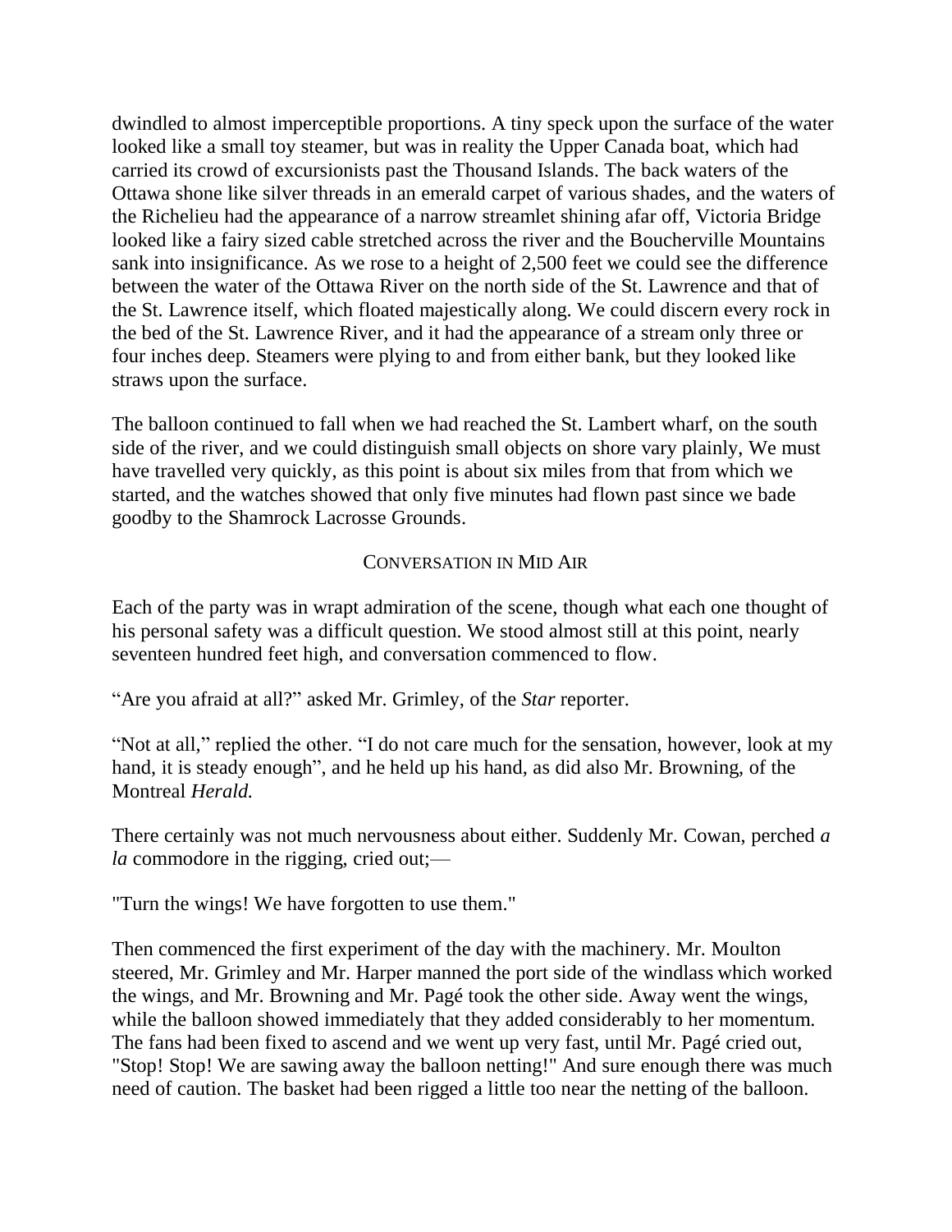dwindled to almost imperceptible proportions. A tiny speck upon the surface of the water looked like a small toy steamer, but was in reality the Upper Canada boat, which had carried its crowd of excursionists past the Thousand Islands. The back waters of the Ottawa shone like silver threads in an emerald carpet of various shades, and the waters of the Richelieu had the appearance of a narrow streamlet shining afar off, Victoria Bridge looked like a fairy sized cable stretched across the river and the Boucherville Mountains sank into insignificance. As we rose to a height of 2,500 feet we could see the difference between the water of the Ottawa River on the north side of the St. Lawrence and that of the St. Lawrence itself, which floated majestically along. We could discern every rock in the bed of the St. Lawrence River, and it had the appearance of a stream only three or four inches deep. Steamers were plying to and from either bank, but they looked like straws upon the surface.

The balloon continued to fall when we had reached the St. Lambert wharf, on the south side of the river, and we could distinguish small objects on shore vary plainly, We must have travelled very quickly, as this point is about six miles from that from which we started, and the watches showed that only five minutes had flown past since we bade goodby to the Shamrock Lacrosse Grounds.

## Conversation in Mid Air

Each of the party was in wrapt admiration of the scene, though what each one thought of his personal safety was a difficult question. We stood almost still at this point, nearly seventeen hundred feet high, and conversation commenced to flow.

"Are you afraid at all?" asked Mr. Grimley, of the *Star* reporter.

"Not at all," replied the other. "I do not care much for the sensation, however, look at my hand, it is steady enough", and he held up his hand, as did also Mr. Browning, of the Montreal *Herald.*

There certainly was not much nervousness about either. Suddenly Mr. Cowan, perched *a la* commodore in the rigging, cried out;—

"Turn the wings! We have forgotten to use them."

Then commenced the first experiment of the day with the machinery. Mr. Moulton steered, Mr. Grimley and Mr. Harper manned the port side of the windlass which worked the wings, and Mr. Browning and Mr. Pagé took the other side. Away went the wings, while the balloon showed immediately that they added considerably to her momentum. The fans had been fixed to ascend and we went up very fast, until Mr. Pagé cried out, "Stop! Stop! We are sawing away the balloon netting!" And sure enough there was much need of caution. The basket had been rigged a little too near the netting of the balloon.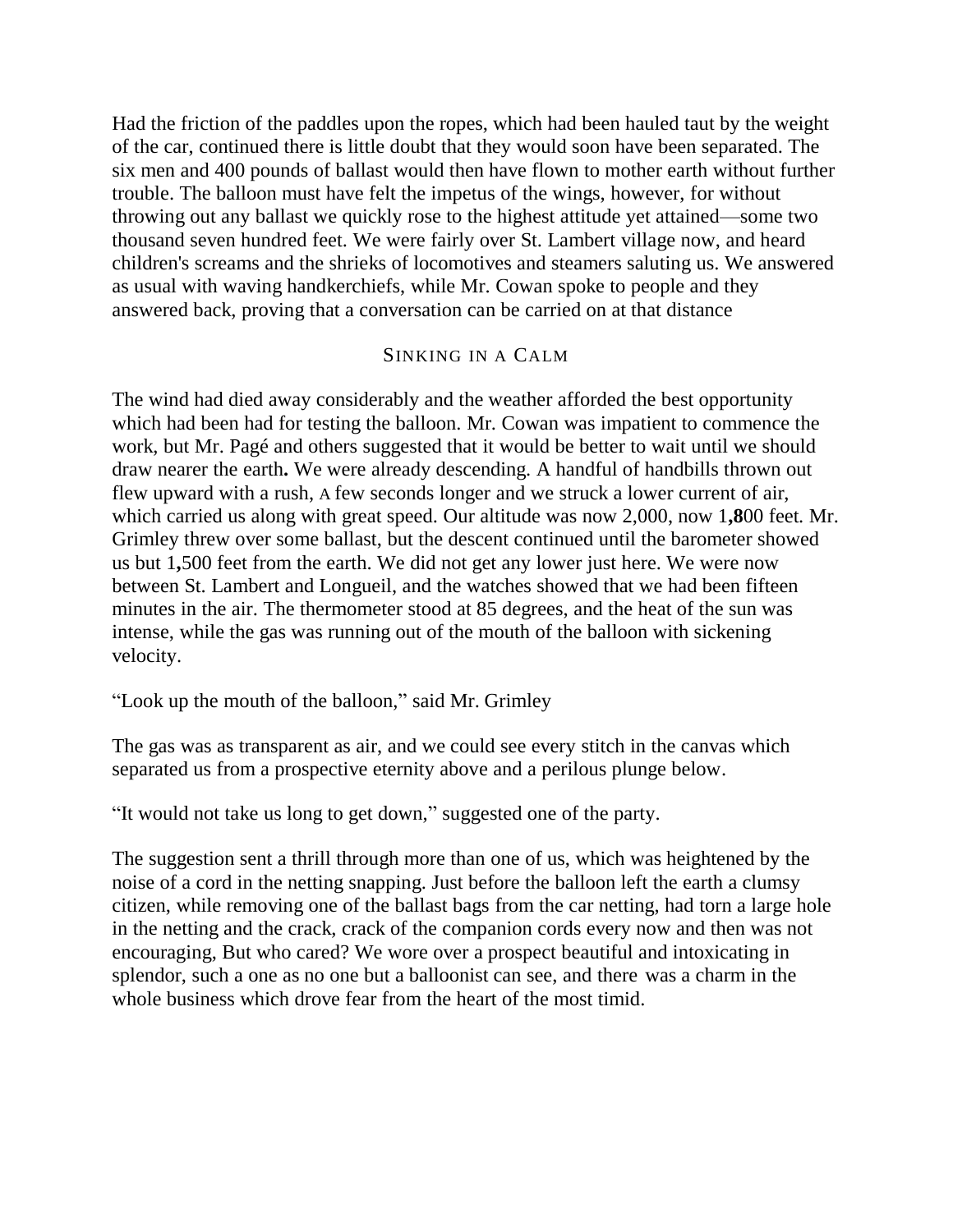Had the friction of the paddles upon the ropes, which had been hauled taut by the weight of the car, continued there is little doubt that they would soon have been separated. The six men and 400 pounds of ballast would then have flown to mother earth without further trouble. The balloon must have felt the impetus of the wings, however, for without throwing out any ballast we quickly rose to the highest attitude yet attained—some two thousand seven hundred feet. We were fairly over St. Lambert village now, and heard children's screams and the shrieks of locomotives and steamers saluting us. We answered as usual with waving handkerchiefs, while Mr. Cowan spoke to people and they answered back, proving that a conversation can be carried on at that distance

## SINKING IN A CALM

The wind had died away considerably and the weather afforded the best opportunity which had been had for testing the balloon. Mr. Cowan was impatient to commence the work, but Mr. Pagé and others suggested that it would be better to wait until we should draw nearer the earth**.** We were already descending. A handful of handbills thrown out flew upward with a rush, A few seconds longer and we struck a lower current of air, which carried us along with great speed. Our altitude was now 2,000, now 1**,8**00 feet. Mr. Grimley threw over some ballast, but the descent continued until the barometer showed us but 1**,**500 feet from the earth. We did not get any lower just here. We were now between St. Lambert and Longueil, and the watches showed that we had been fifteen minutes in the air. The thermometer stood at 85 degrees, and the heat of the sun was intense, while the gas was running out of the mouth of the balloon with sickening velocity.

"Look up the mouth of the balloon," said Mr. Grimley

The gas was as transparent as air, and we could see every stitch in the canvas which separated us from a prospective eternity above and a perilous plunge below.

"It would not take us long to get down," suggested one of the party.

The suggestion sent a thrill through more than one of us, which was heightened by the noise of a cord in the netting snapping. Just before the balloon left the earth a clumsy citizen, while removing one of the ballast bags from the car netting, had torn a large hole in the netting and the crack, crack of the companion cords every now and then was not encouraging, But who cared? We wore over a prospect beautiful and intoxicating in splendor, such a one as no one but a balloonist can see, and there was a charm in the whole business which drove fear from the heart of the most timid.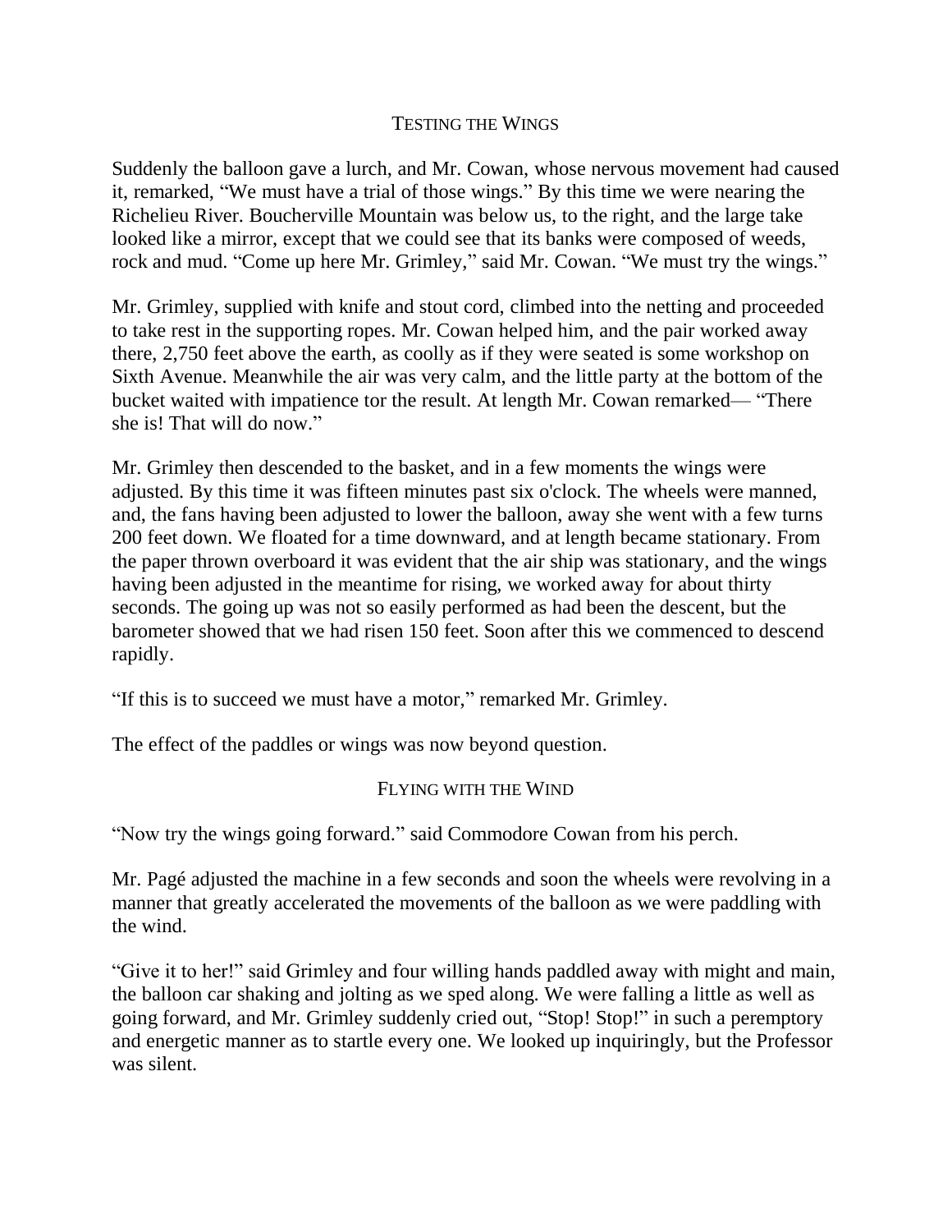### Testing the Wings

Suddenly the balloon gave a lurch, and Mr. Cowan, whose nervous movement had caused it, remarked, "We must have a trial of those wings." By this time we were nearing the Richelieu River. Boucherville Mountain was below us, to the right, and the large take looked like a mirror, except that we could see that its banks were composed of weeds, rock and mud. "Come up here Mr. Grimley," said Mr. Cowan. "We must try the wings."

Mr. Grimley, supplied with knife and stout cord, climbed into the netting and proceeded to take rest in the supporting ropes. Mr. Cowan helped him, and the pair worked away there, 2,750 feet above the earth, as coolly as if they were seated is some workshop on Sixth Avenue. Meanwhile the air was very calm, and the little party at the bottom of the bucket waited with impatience tor the result. At length Mr. Cowan remarked— "There she is! That will do now."

Mr. Grimley then descended to the basket, and in a few moments the wings were adjusted. By this time it was fifteen minutes past six o'clock. The wheels were manned, and, the fans having been adjusted to lower the balloon, away she went with a few turns 200 feet down. We floated for a time downward, and at length became stationary. From the paper thrown overboard it was evident that the air ship was stationary, and the wings having been adjusted in the meantime for rising, we worked away for about thirty seconds. The going up was not so easily performed as had been the descent, but the barometer showed that we had risen 150 feet. Soon after this we commenced to descend rapidly.

"If this is to succeed we must have a motor," remarked Mr. Grimley.

The effect of the paddles or wings was now beyond question.

### Flying with the Wind

"Now try the wings going forward." said Commodore Cowan from his perch.

Mr. Pagé adjusted the machine in a few seconds and soon the wheels were revolving in a manner that greatly accelerated the movements of the balloon as we were paddling with the wind.

"Give it to her!" said Grimley and four willing hands paddled away with might and main, the balloon car shaking and jolting as we sped along. We were falling a little as well as going forward, and Mr. Grimley suddenly cried out, "Stop! Stop!" in such a peremptory and energetic manner as to startle every one. We looked up inquiringly, but the Professor was silent.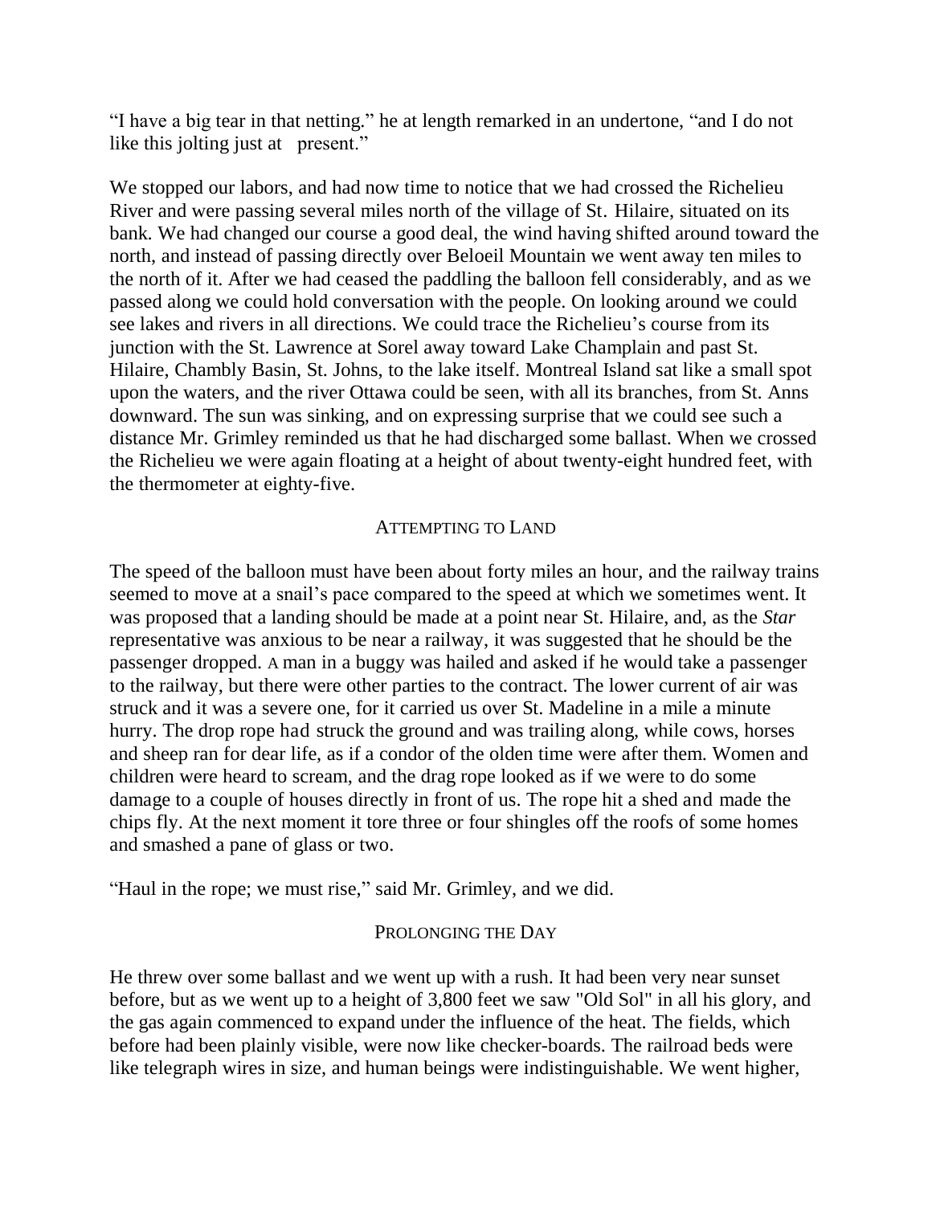"I have a big tear in that netting." he at length remarked in an undertone, "and I do not like this jolting just at present."

We stopped our labors, and had now time to notice that we had crossed the Richelieu River and were passing several miles north of the village of St. Hilaire, situated on its bank. We had changed our course a good deal, the wind having shifted around toward the north, and instead of passing directly over Beloeil Mountain we went away ten miles to the north of it. After we had ceased the paddling the balloon fell considerably, and as we passed along we could hold conversation with the people. On looking around we could see lakes and rivers in all directions. We could trace the Richelieu's course from its junction with the St. Lawrence at Sorel away toward Lake Champlain and past St. Hilaire, Chambly Basin, St. Johns, to the lake itself. Montreal Island sat like a small spot upon the waters, and the river Ottawa could be seen, with all its branches, from St. Anns downward. The sun was sinking, and on expressing surprise that we could see such a distance Mr. Grimley reminded us that he had discharged some ballast. When we crossed the Richelieu we were again floating at a height of about twenty-eight hundred feet, with the thermometer at eighty-five.

### Attempting to Land

The speed of the balloon must have been about forty miles an hour, and the railway trains seemed to move at a snail's pace compared to the speed at which we sometimes went. It was proposed that a landing should be made at a point near St. Hilaire, and, as the *Star* representative was anxious to be near a railway, it was suggested that he should be the passenger dropped. A man in a buggy was hailed and asked if he would take a passenger to the railway, but there were other parties to the contract. The lower current of air was struck and it was a severe one, for it carried us over St. Madeline in a mile a minute hurry. The drop rope had struck the ground and was trailing along, while cows, horses and sheep ran for dear life, as if a condor of the olden time were after them. Women and children were heard to scream, and the drag rope looked as if we were to do some damage to a couple of houses directly in front of us. The rope hit a shed and made the chips fly. At the next moment it tore three or four shingles off the roofs of some homes and smashed a pane of glass or two.

"Haul in the rope; we must rise," said Mr. Grimley, and we did.

### Prolonging the Day

He threw over some ballast and we went up with a rush. It had been very near sunset before, but as we went up to a height of 3,800 feet we saw "Old Sol" in all his glory, and the gas again commenced to expand under the influence of the heat. The fields, which before had been plainly visible, were now like checker-boards. The railroad beds were like telegraph wires in size, and human beings were indistinguishable. We went higher,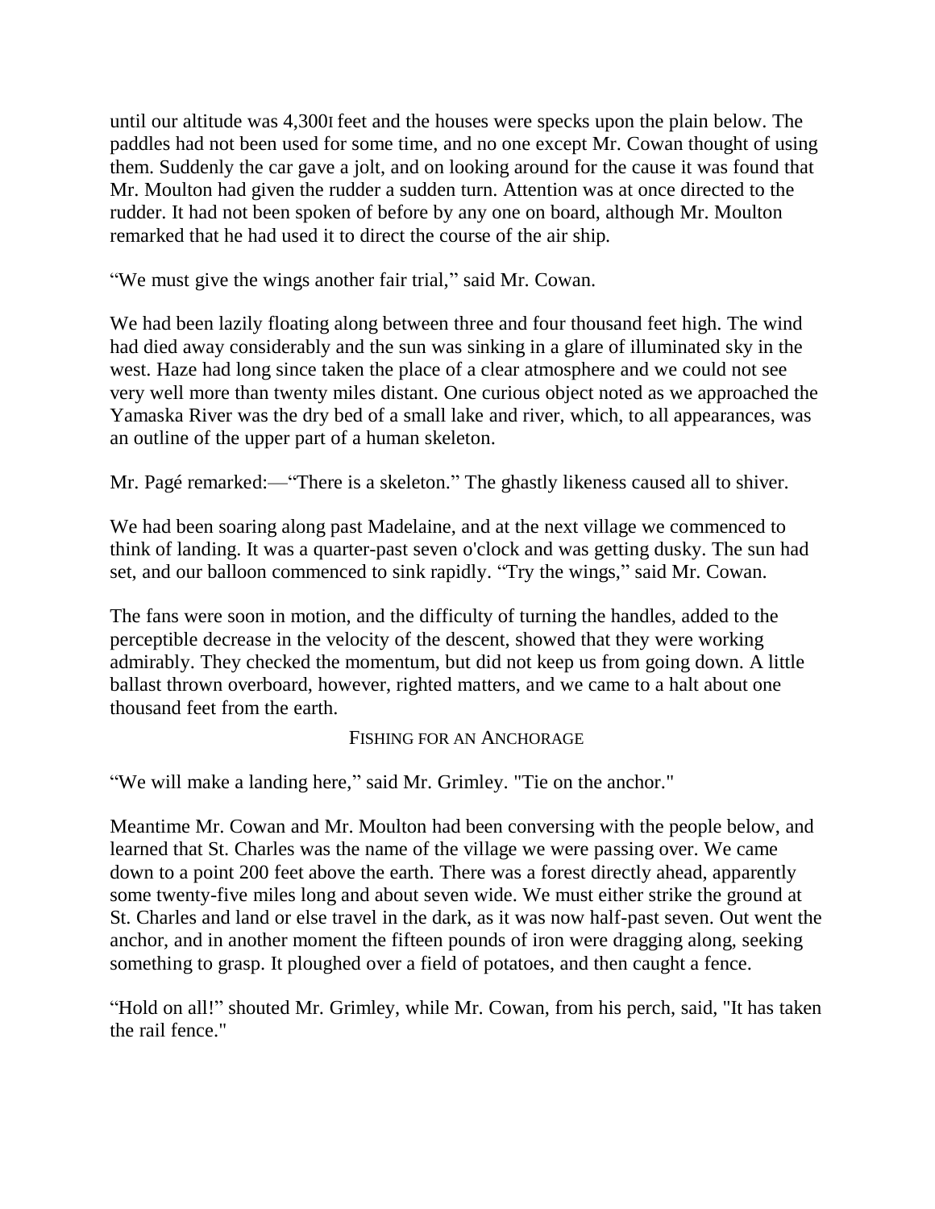until our altitude was 4,300I feet and the houses were specks upon the plain below. The paddles had not been used for some time, and no one except Mr. Cowan thought of using them. Suddenly the car gave a jolt, and on looking around for the cause it was found that Mr. Moulton had given the rudder a sudden turn. Attention was at once directed to the rudder. It had not been spoken of before by any one on board, although Mr. Moulton remarked that he had used it to direct the course of the air ship.

"We must give the wings another fair trial," said Mr. Cowan.

We had been lazily floating along between three and four thousand feet high. The wind had died away considerably and the sun was sinking in a glare of illuminated sky in the west. Haze had long since taken the place of a clear atmosphere and we could not see very well more than twenty miles distant. One curious object noted as we approached the Yamaska River was the dry bed of a small lake and river, which, to all appearances, was an outline of the upper part of a human skeleton.

Mr. Pagé remarked:—"There is a skeleton." The ghastly likeness caused all to shiver.

We had been soaring along past Madelaine, and at the next village we commenced to think of landing. It was a quarter-past seven o'clock and was getting dusky. The sun had set, and our balloon commenced to sink rapidly. "Try the wings," said Mr. Cowan.

The fans were soon in motion, and the difficulty of turning the handles, added to the perceptible decrease in the velocity of the descent, showed that they were working admirably. They checked the momentum, but did not keep us from going down. A little ballast thrown overboard, however, righted matters, and we came to a halt about one thousand feet from the earth.

### Fishing for an Anchorage

"We will make a landing here," said Mr. Grimley. "Tie on the anchor."

Meantime Mr. Cowan and Mr. Moulton had been conversing with the people below, and learned that St. Charles was the name of the village we were passing over. We came down to a point 200 feet above the earth. There was a forest directly ahead, apparently some twenty-five miles long and about seven wide. We must either strike the ground at St. Charles and land or else travel in the dark, as it was now half-past seven. Out went the anchor, and in another moment the fifteen pounds of iron were dragging along, seeking something to grasp. It ploughed over a field of potatoes, and then caught a fence.

"Hold on all!" shouted Mr. Grimley, while Mr. Cowan, from his perch, said, "It has taken the rail fence."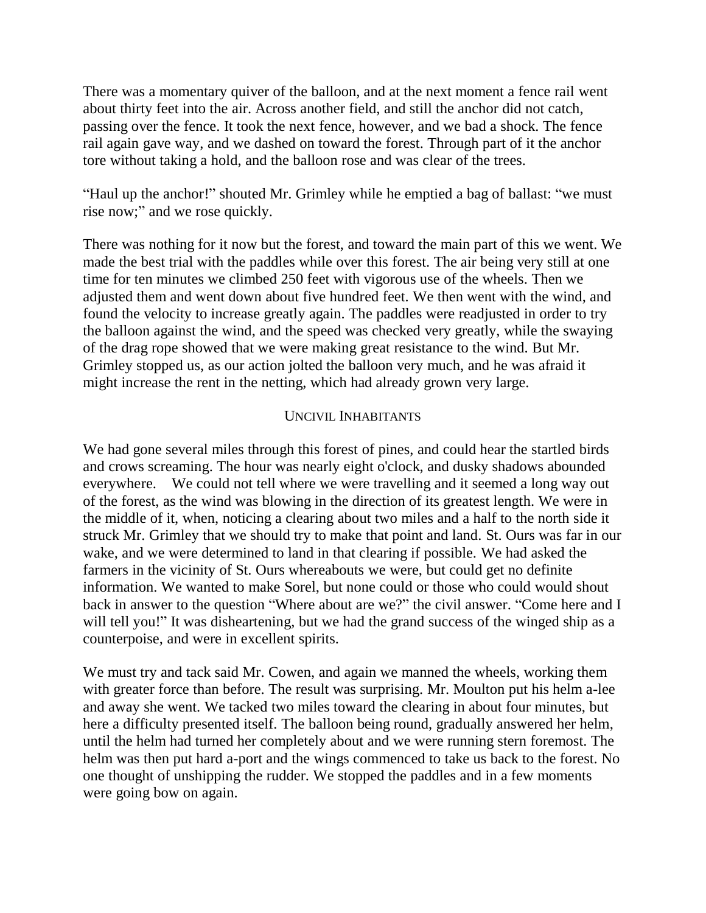There was a momentary quiver of the balloon, and at the next moment a fence rail went about thirty feet into the air. Across another field, and still the anchor did not catch, passing over the fence. It took the next fence, however, and we bad a shock. The fence rail again gave way, and we dashed on toward the forest. Through part of it the anchor tore without taking a hold, and the balloon rose and was clear of the trees.

“Haul up the anchor!” shouted Mr. Grimley while he emptied a bag of ballast: “we must rise now;” and we rose quickly.

There was nothing for it now but the forest, and toward the main part of this we went. We made the best trial with the paddles while over this forest. The air being very still at one time for ten minutes we climbed 250 feet with vigorous use of the wheels. Then we adjusted them and went down about five hundred feet. We then went with the wind, and found the velocity to increase greatly again. The paddles were readjusted in order to try the balloon against the wind, and the speed was checked very greatly, while the swaying of the drag rope showed that we were making great resistance to the wind. But Mr. Grimley stopped us, as our action jolted the balloon very much, and he was afraid it might increase the rent in the netting, which had already grown very large.

## Uncivil Inhabitants

We had gone several miles through this forest of pines, and could hear the startled birds and crows screaming. The hour was nearly eight o'clock, and dusky shadows abounded everywhere. We could not tell where we were travelling and it seemed a long way out of the forest, as the wind was blowing in the direction of its greatest length. We were in the middle of it, when, noticing a clearing about two miles and a half to the north side it struck Mr. Grimley that we should try to make that point and land. St. Ours was far in our wake, and we were determined to land in that clearing if possible. We had asked the farmers in the vicinity of St. Ours whereabouts we were, but could get no definite information. We wanted to make Sorel, but none could or those who could would shout back in answer to the question “Where about are we?” the civil answer. “Come here and I will tell you!” It was disheartening, but we had the grand success of the winged ship as a counterpoise, and were in excellent spirits.

We must try and tack said Mr. Cowen, and again we manned the wheels, working them with greater force than before. The result was surprising. Mr. Moulton put his helm a-lee and away she went. We tacked two miles toward the clearing in about four minutes, but here a difficulty presented itself. The balloon being round, gradually answered her helm, until the helm had turned her completely about and we were running stern foremost. The helm was then put hard a-port and the wings commenced to take us back to the forest. No one thought of unshipping the rudder. We stopped the paddles and in a few moments were going bow on again.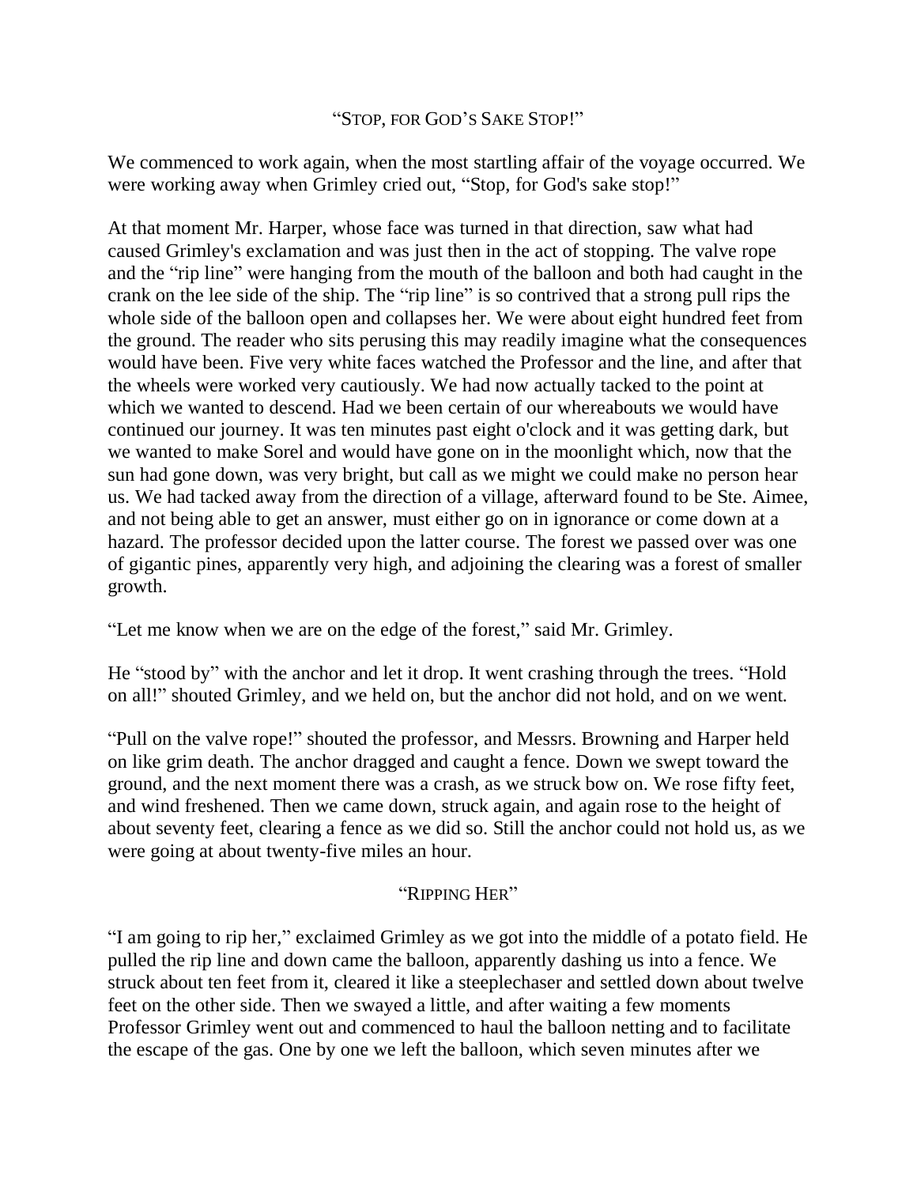## "Stop, for God's Sake Stop!"

We commenced to work again, when the most startling affair of the voyage occurred. We were working away when Grimley cried out, "Stop, for God's sake stop!"

At that moment Mr. Harper, whose face was turned in that direction, saw what had caused Grimley's exclamation and was just then in the act of stopping. The valve rope and the "rip line" were hanging from the mouth of the balloon and both had caught in the crank on the lee side of the ship. The "rip line" is so contrived that a strong pull rips the whole side of the balloon open and collapses her. We were about eight hundred feet from the ground. The reader who sits perusing this may readily imagine what the consequences would have been. Five very white faces watched the Professor and the line, and after that the wheels were worked very cautiously. We had now actually tacked to the point at which we wanted to descend. Had we been certain of our whereabouts we would have continued our journey. It was ten minutes past eight o'clock and it was getting dark, but we wanted to make Sorel and would have gone on in the moonlight which, now that the sun had gone down, was very bright, but call as we might we could make no person hear us. We had tacked away from the direction of a village, afterward found to be Ste. Aimee, and not being able to get an answer, must either go on in ignorance or come down at a hazard. The professor decided upon the latter course. The forest we passed over was one of gigantic pines, apparently very high, and adjoining the clearing was a forest of smaller growth.

"Let me know when we are on the edge of the forest," said Mr. Grimley.

He "stood by" with the anchor and let it drop. It went crashing through the trees. "Hold on all!" shouted Grimley, and we held on, but the anchor did not hold, and on we went.

"Pull on the valve rope!" shouted the professor, and Messrs. Browning and Harper held on like grim death. The anchor dragged and caught a fence. Down we swept toward the ground, and the next moment there was a crash, as we struck bow on. We rose fifty feet, and wind freshened. Then we came down, struck again, and again rose to the height of about seventy feet, clearing a fence as we did so. Still the anchor could not hold us, as we were going at about twenty-five miles an hour.

## "Ripping Her"

"I am going to rip her," exclaimed Grimley as we got into the middle of a potato field. He pulled the rip line and down came the balloon, apparently dashing us into a fence. We struck about ten feet from it, cleared it like a steeplechaser and settled down about twelve feet on the other side. Then we swayed a little, and after waiting a few moments Professor Grimley went out and commenced to haul the balloon netting and to facilitate the escape of the gas. One by one we left the balloon, which seven minutes after we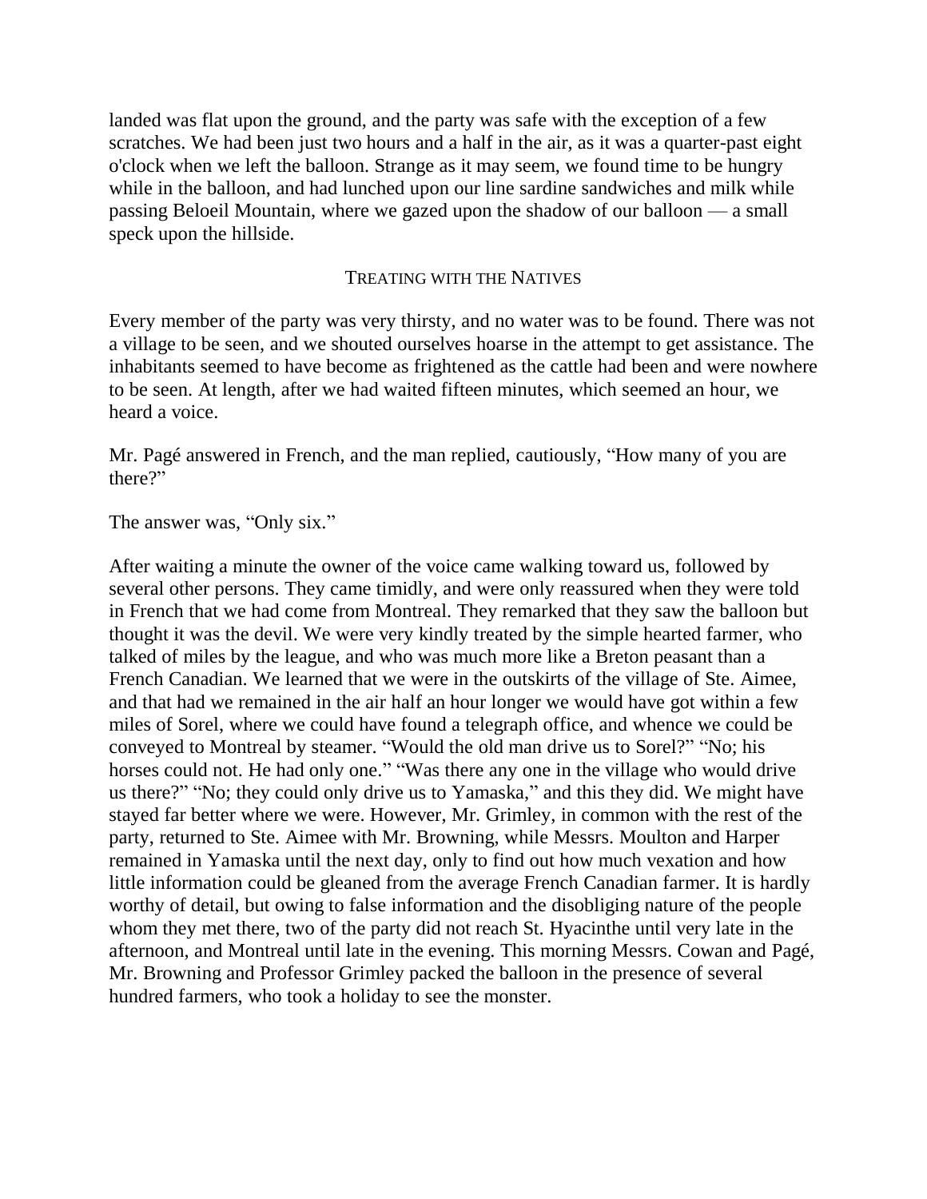landed was flat upon the ground, and the party was safe with the exception of a few scratches. We had been just two hours and a half in the air, as it was a quarter-past eight o'clock when we left the balloon. Strange as it may seem, we found time to be hungry while in the balloon, and had lunched upon our line sardine sandwiches and milk while passing Beloeil Mountain, where we gazed upon the shadow of our balloon — a small speck upon the hillside.

## Treating with the Natives

Every member of the party was very thirsty, and no water was to be found. There was not a village to be seen, and we shouted ourselves hoarse in the attempt to get assistance. The inhabitants seemed to have become as frightened as the cattle had been and were nowhere to be seen. At length, after we had waited fifteen minutes, which seemed an hour, we heard a voice.

Mr. Pagé answered in French, and the man replied, cautiously, "How many of you are there?"

The answer was, "Only six."

After waiting a minute the owner of the voice came walking toward us, followed by several other persons. They came timidly, and were only reassured when they were told in French that we had come from Montreal. They remarked that they saw the balloon but thought it was the devil. We were very kindly treated by the simple hearted farmer, who talked of miles by the league, and who was much more like a Breton peasant than a French Canadian. We learned that we were in the outskirts of the village of Ste. Aimee, and that had we remained in the air half an hour longer we would have got within a few miles of Sorel, where we could have found a telegraph office, and whence we could be conveyed to Montreal by steamer. "Would the old man drive us to Sorel?" "No; his horses could not. He had only one." "Was there any one in the village who would drive us there?" "No; they could only drive us to Yamaska," and this they did. We might have stayed far better where we were. However, Mr. Grimley, in common with the rest of the party, returned to Ste. Aimee with Mr. Browning, while Messrs. Moulton and Harper remained in Yamaska until the next day, only to find out how much vexation and how little information could be gleaned from the average French Canadian farmer. It is hardly worthy of detail, but owing to false information and the disobliging nature of the people whom they met there, two of the party did not reach St. Hyacinthe until very late in the afternoon, and Montreal until late in the evening. This morning Messrs. Cowan and Pagé, Mr. Browning and Professor Grimley packed the balloon in the presence of several hundred farmers, who took a holiday to see the monster.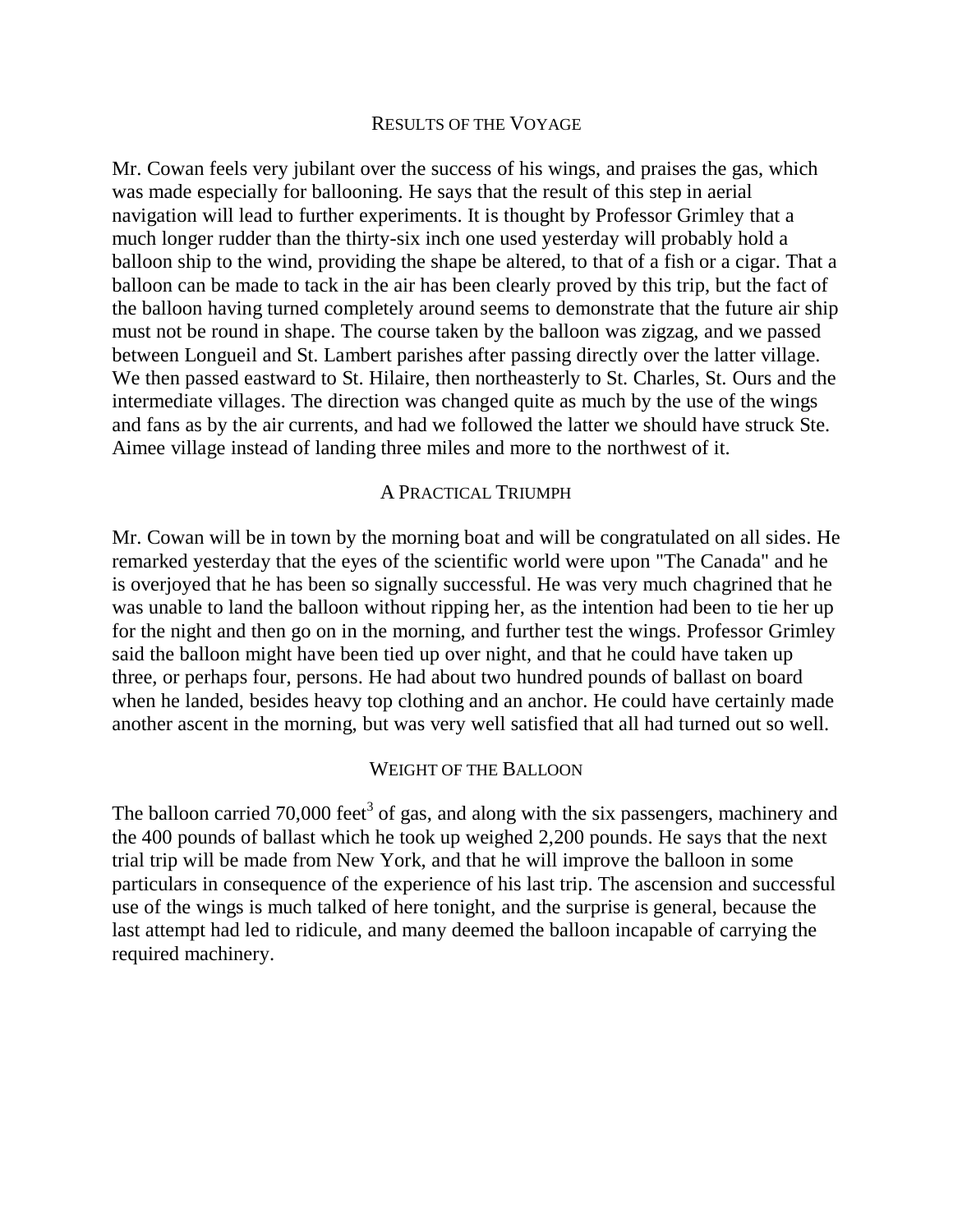## Results of the Voyage

Mr. Cowan feels very jubilant over the success of his wings, and praises the gas, which was made especially for ballooning. He says that the result of this step in aerial navigation will lead to further experiments. It is thought by Professor Grimley that a much longer rudder than the thirty-six inch one used yesterday will probably hold a balloon ship to the wind, providing the shape be altered, to that of a fish or a cigar. That a balloon can be made to tack in the air has been clearly proved by this trip, but the fact of the balloon having turned completely around seems to demonstrate that the future air ship must not be round in shape. The course taken by the balloon was zigzag, and we passed between Longueil and St. Lambert parishes after passing directly over the latter village. We then passed eastward to St. Hilaire, then northeasterly to St. Charles, St. Ours and the intermediate villages. The direction was changed quite as much by the use of the wings and fans as by the air currents, and had we followed the latter we should have struck Ste. Aimee village instead of landing three miles and more to the northwest of it.

## A Practical Triumph

Mr. Cowan will be in town by the morning boat and will be congratulated on all sides. He remarked yesterday that the eyes of the scientific world were upon "The Canada" and he is overjoyed that he has been so signally successful. He was very much chagrined that he was unable to land the balloon without ripping her, as the intention had been to tie her up for the night and then go on in the morning, and further test the wings. Professor Grimley said the balloon might have been tied up over night, and that he could have taken up three, or perhaps four, persons. He had about two hundred pounds of ballast on board when he landed, besides heavy top clothing and an anchor. He could have certainly made another ascent in the morning, but was very well satisfied that all had turned out so well.

## Weight of the Balloon

The balloon carried 70,000 $feet^3$ of gas, and along with the six passengers, machinery and the 400 pounds of ballast which he took up weighed 2,200 pounds. He says that the next trial trip will be made from New York, and that he will improve the balloon in some particulars in consequence of the experience of his last trip. The ascension and successful use of the wings is much talked of here tonight, and the surprise is general, because the last attempt had led to ridicule, and many deemed the balloon incapable of carrying the required machinery.